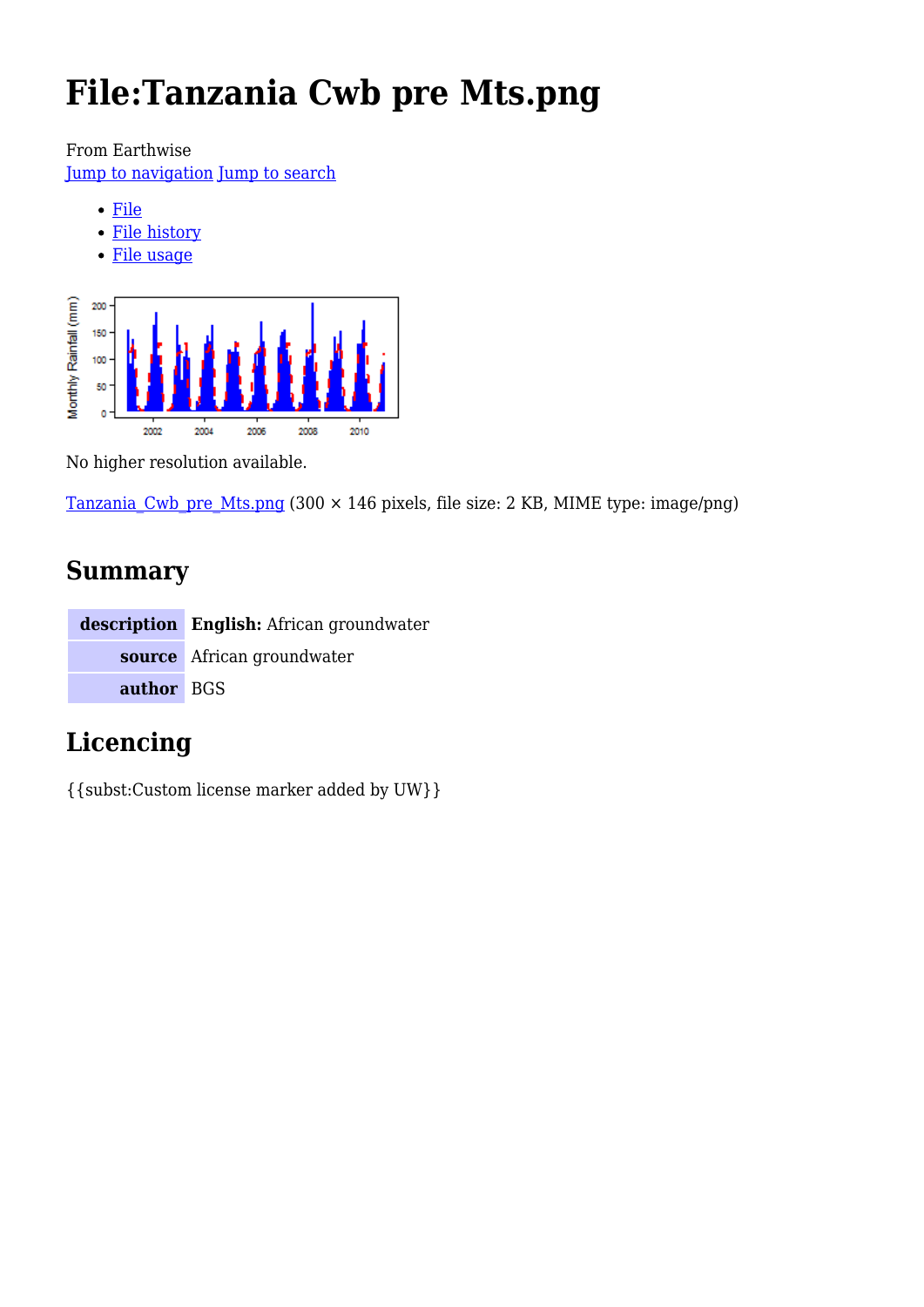# File:Tanzania Cwb pre Mts.png

From Earthwise

Jump to navigation Jump to search

- File
- File history
- File usage

No higher resolution available.

Tanzania_Cwb_pre_Mts.png (300 × 146 pixels, file size: 2 KB, MIME type: image/png)

## Summary

| description | **English:** African groundwater |
|---|---|
| source | African groundwater |
| author | BGS |

## Licencing

{{subst:Custom license marker added by UW}}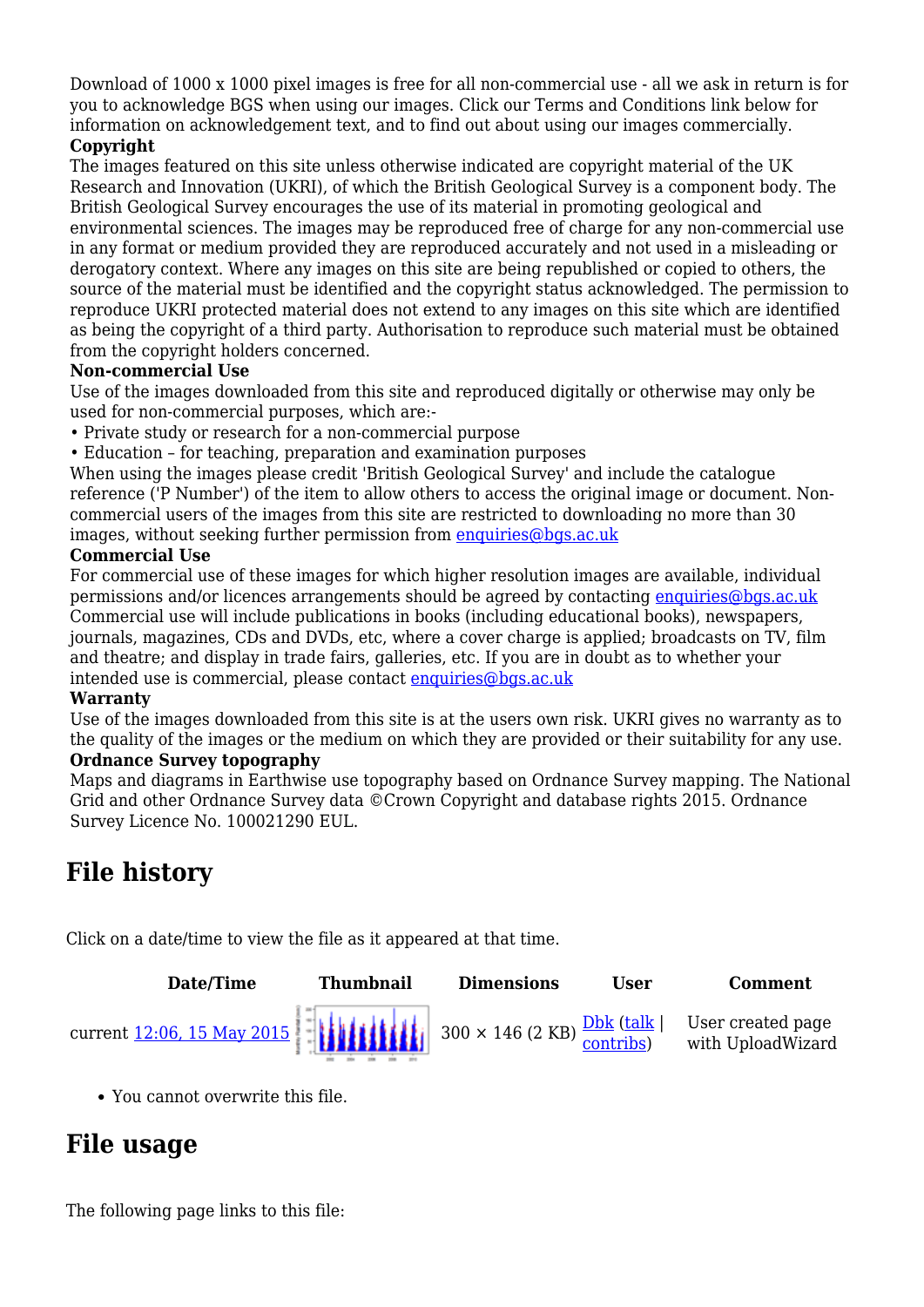Download of 1000 x 1000 pixel images is free for all non-commercial use - all we ask in return is for you to acknowledge BGS when using our images. Click our Terms and Conditions link below for information on acknowledgement text, and to find out about using our images commercially.

**Copyright**

The images featured on this site unless otherwise indicated are copyright material of the UK Research and Innovation (UKRI), of which the British Geological Survey is a component body. The British Geological Survey encourages the use of its material in promoting geological and environmental sciences. The images may be reproduced free of charge for any non-commercial use in any format or medium provided they are reproduced accurately and not used in a misleading or derogatory context. Where any images on this site are being republished or copied to others, the source of the material must be identified and the copyright status acknowledged. The permission to reproduce UKRI protected material does not extend to any images on this site which are identified as being the copyright of a third party. Authorisation to reproduce such material must be obtained from the copyright holders concerned.

**Non-commercial Use**

Use of the images downloaded from this site and reproduced digitally or otherwise may only be used for non-commercial purposes, which are:-

- Private study or research for a non-commercial purpose
- Education – for teaching, preparation and examination purposes

When using the images please credit 'British Geological Survey' and include the catalogue reference ('P Number') of the item to allow others to access the original image or document. Non-commercial users of the images from this site are restricted to downloading no more than 30 images, without seeking further permission from enquiries@bgs.ac.uk

**Commercial Use**

For commercial use of these images for which higher resolution images are available, individual permissions and/or licences arrangements should be agreed by contacting enquiries@bgs.ac.uk Commercial use will include publications in books (including educational books), newspapers, journals, magazines, CDs and DVDs, etc, where a cover charge is applied; broadcasts on TV, film and theatre; and display in trade fairs, galleries, etc. If you are in doubt as to whether your intended use is commercial, please contact enquiries@bgs.ac.uk

**Warranty**

Use of the images downloaded from this site is at the users own risk. UKRI gives no warranty as to the quality of the images or the medium on which they are provided or their suitability for any use.

**Ordnance Survey topography**

Maps and diagrams in Earthwise use topography based on Ordnance Survey mapping. The National Grid and other Ordnance Survey data ©Crown Copyright and database rights 2015. Ordnance Survey Licence No. 100021290 EUL.

## File history

Click on a date/time to view the file as it appeared at that time.

| | Date/Time | Thumbnail | Dimensions | User | Comment |
|---|---|---|---|---|---|
| current | 12:06, 15 May 2015 | | 300 × 146 (2 KB) | Dbk (talk \| contribs) | User created page with UploadWizard |

- You cannot overwrite this file.

## File usage

The following page links to this file: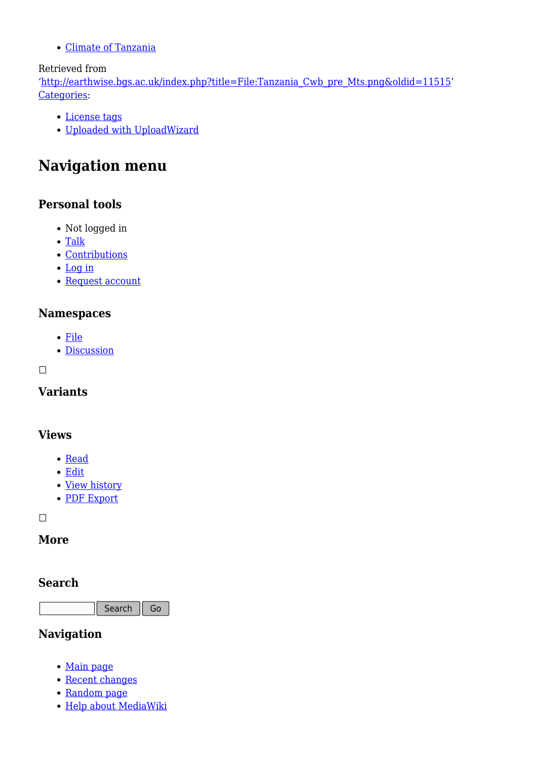- Climate of Tanzania

Retrieved from 'http://earthwise.bgs.ac.uk/index.php?title=File:Tanzania_Cwb_pre_Mts.png&oldid=11515'
Categories:

- License tags
- Uploaded with UploadWizard

# Navigation menu

### Personal tools

- Not logged in
- Talk
- Contributions
- Log in
- Request account

### Namespaces

- File
- Discussion

### Variants

### Views

- Read
- Edit
- View history
- PDF Export

### More

### Search

Search Go

### Navigation

- Main page
- Recent changes
- Random page
- Help about MediaWiki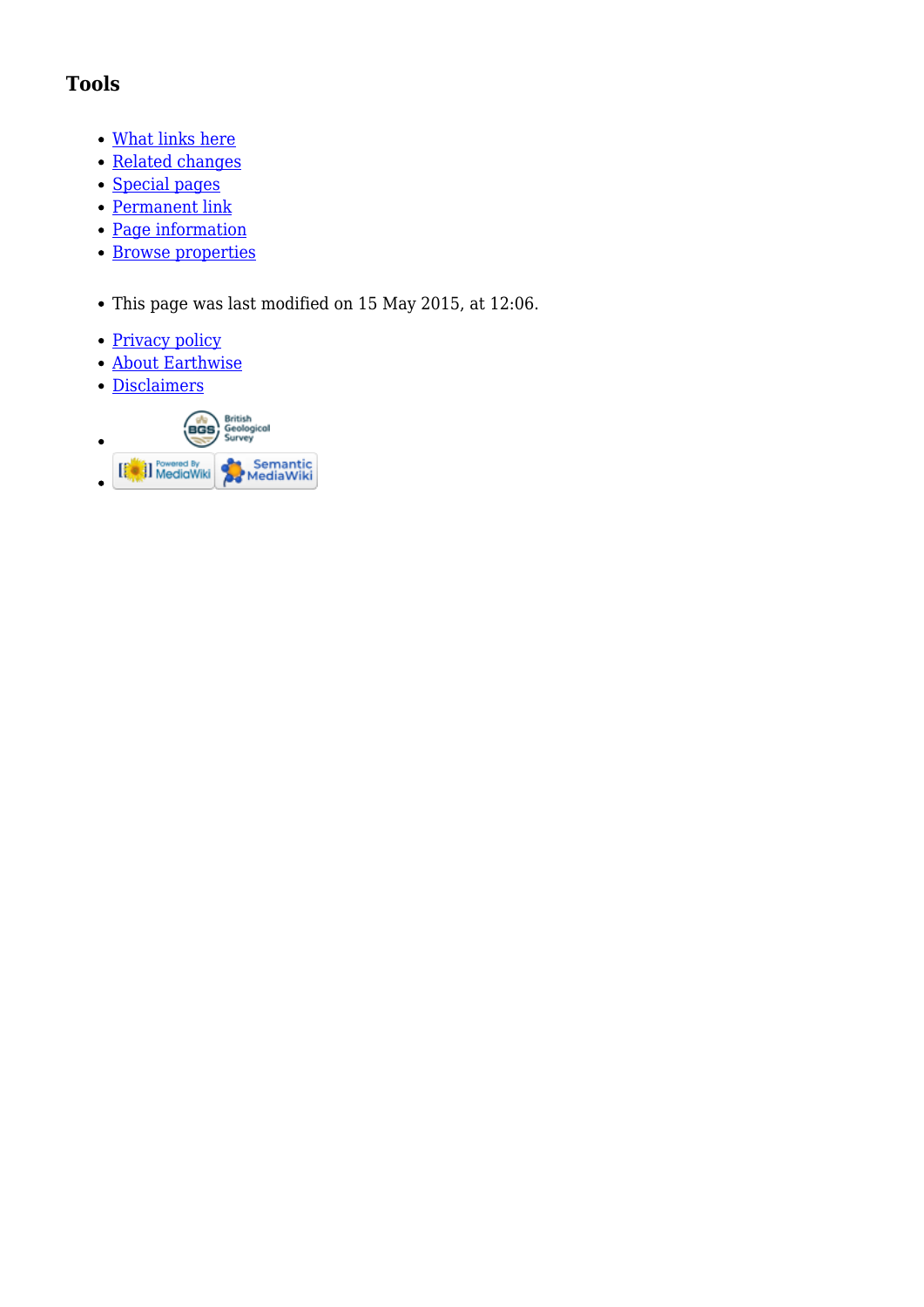### Tools

- What links here
- Related changes
- Special pages
- Permanent link
- Page information
- Browse properties

- This page was last modified on 15 May 2015, at 12:06.

- Privacy policy
- About Earthwise
- Disclaimers